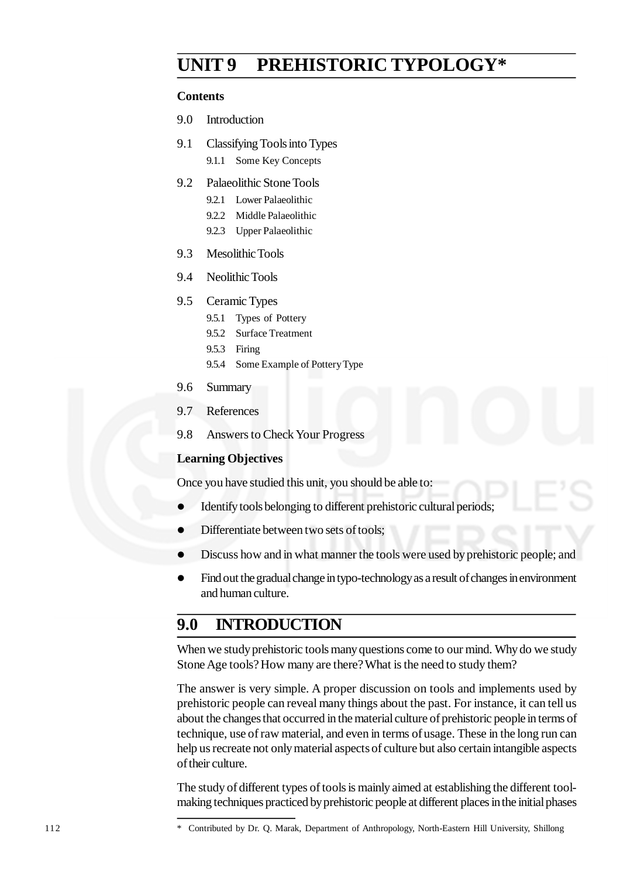# UNIT 9 PREHISTORIC TYPOLOGY*

**Contents**

9.0 Introduction

9.1 Classifying Tools into Types

- 9.1.1 Some Key Concepts

9.2 Palaeolithic Stone Tools

- 9.2.1 Lower Palaeolithic
- 9.2.2 Middle Palaeolithic
- 9.2.3 Upper Palaeolithic

9.3 Mesolithic Tools

9.4 Neolithic Tools

9.5 Ceramic Types

- 9.5.1 Types of Pottery
- 9.5.2 Surface Treatment
- 9.5.3 Firing
- 9.5.4 Some Example of Pottery Type

9.6 Summary

9.7 References

9.8 Answers to Check Your Progress

**Learning Objectives**

Once you have studied this unit, you should be able to:

- Identify tools belonging to different prehistoric cultural periods;
- Differentiate between two sets of tools;
- Discuss how and in what manner the tools were used by prehistoric people; and
- Find out the gradual change in typo-technology as a result of changes in environment and human culture.

## 9.0 INTRODUCTION

When we study prehistoric tools many questions come to our mind. Why do we study Stone Age tools? How many are there? What is the need to study them?

The answer is very simple. A proper discussion on tools and implements used by prehistoric people can reveal many things about the past. For instance, it can tell us about the changes that occurred in the material culture of prehistoric people in terms of technique, use of raw material, and even in terms of usage. These in the long run can help us recreate not only material aspects of culture but also certain intangible aspects of their culture.

The study of different types of tools is mainly aimed at establishing the different tool-making techniques practiced by prehistoric people at different places in the initial phases

---

* Contributed by Dr. Q. Marak, Department of Anthropology, North-Eastern Hill University, Shillong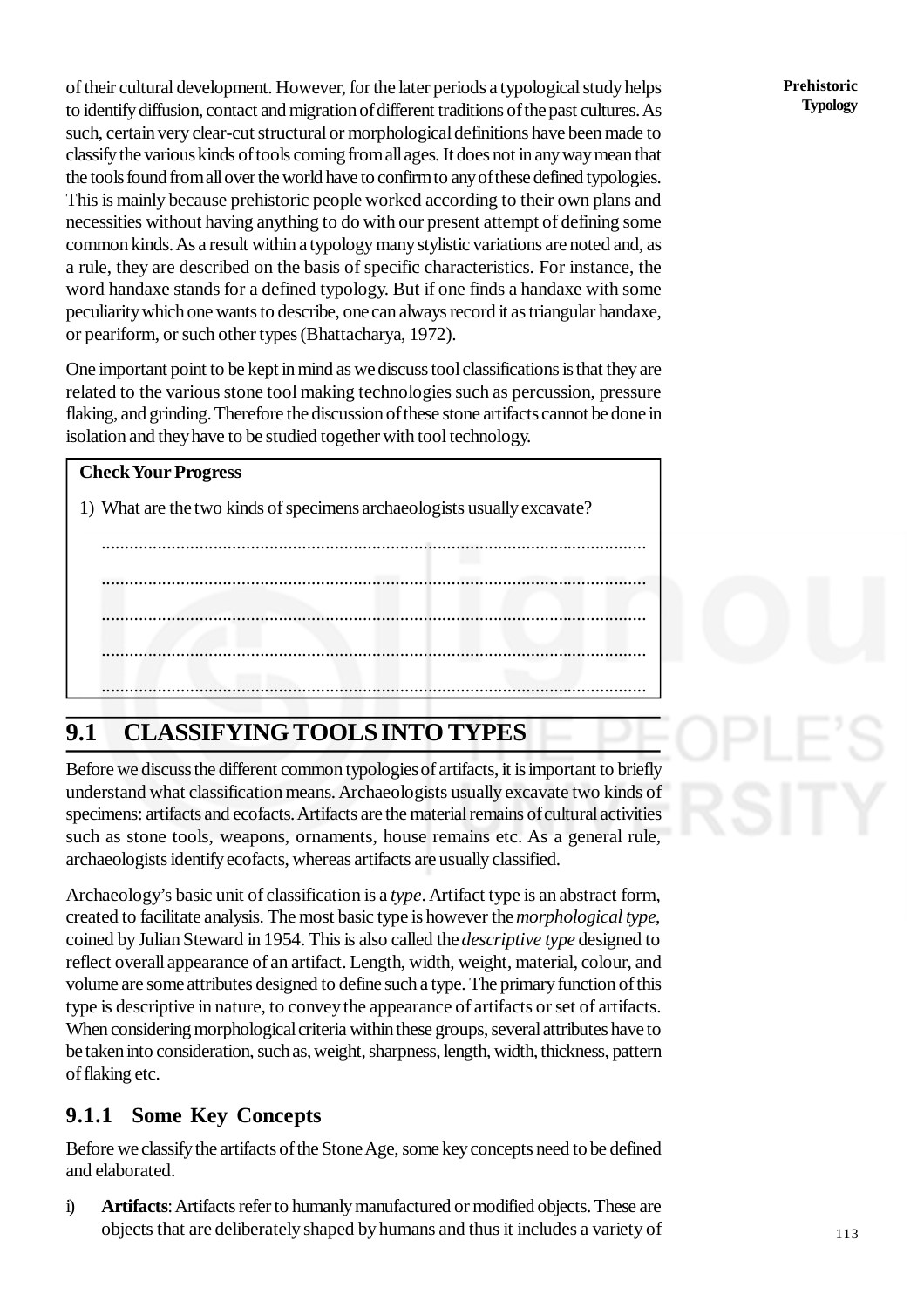of their cultural development. However, for the later periods a typological study helps to identify diffusion, contact and migration of different traditions of the past cultures. As such, certain very clear-cut structural or morphological definitions have been made to classify the various kinds of tools coming from all ages. It does not in any way mean that the tools found from all over the world have to confirm to any of these defined typologies. This is mainly because prehistoric people worked according to their own plans and necessities without having anything to do with our present attempt of defining some common kinds. As a result within a typology many stylistic variations are noted and, as a rule, they are described on the basis of specific characteristics. For instance, the word handaxe stands for a defined typology. But if one finds a handaxe with some peculiarity which one wants to describe, one can always record it as triangular handaxe, or peariform, or such other types (Bhattacharya, 1972).

One important point to be kept in mind as we discuss tool classifications is that they are related to the various stone tool making technologies such as percussion, pressure flaking, and grinding. Therefore the discussion of these stone artifacts cannot be done in isolation and they have to be studied together with tool technology.

**Check Your Progress**

1) What are the two kinds of specimens archaeologists usually excavate?

.....................................................................................................................

.....................................................................................................................

.....................................................................................................................

.....................................................................................................................

.....................................................................................................................

## 9.1 CLASSIFYING TOOLS INTO TYPES

Before we discuss the different common typologies of artifacts, it is important to briefly understand what classification means. Archaeologists usually excavate two kinds of specimens: artifacts and ecofacts. Artifacts are the material remains of cultural activities such as stone tools, weapons, ornaments, house remains etc. As a general rule, archaeologists identify ecofacts, whereas artifacts are usually classified.

Archaeology's basic unit of classification is a *type*. Artifact type is an abstract form, created to facilitate analysis. The most basic type is however the *morphological type*, coined by Julian Steward in 1954. This is also called the *descriptive type* designed to reflect overall appearance of an artifact. Length, width, weight, material, colour, and volume are some attributes designed to define such a type. The primary function of this type is descriptive in nature, to convey the appearance of artifacts or set of artifacts. When considering morphological criteria within these groups, several attributes have to be taken into consideration, such as, weight, sharpness, length, width, thickness, pattern of flaking etc.

### 9.1.1 Some Key Concepts

Before we classify the artifacts of the Stone Age, some key concepts need to be defined and elaborated.

i) **Artifacts**: Artifacts refer to humanly manufactured or modified objects. These are objects that are deliberately shaped by humans and thus it includes a variety of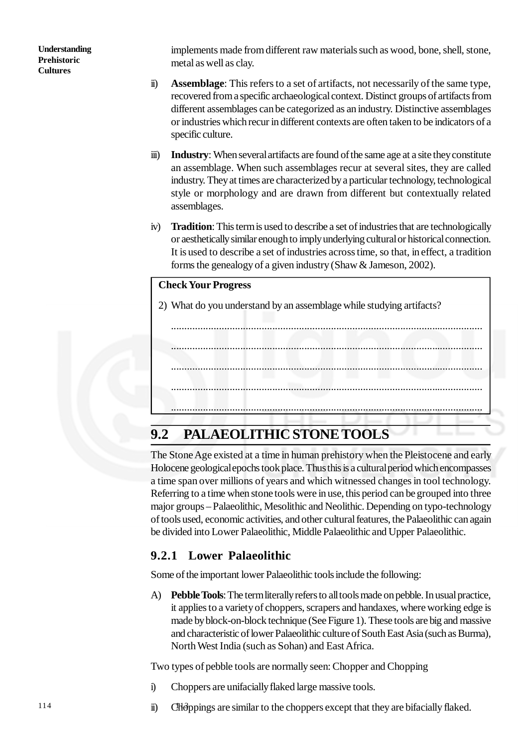implements made from different raw materials such as wood, bone, shell, stone, metal as well as clay.

ii) **Assemblage**: This refers to a set of artifacts, not necessarily of the same type, recovered from a specific archaeological context. Distinct groups of artifacts from different assemblages can be categorized as an industry. Distinctive assemblages or industries which recur in different contexts are often taken to be indicators of a specific culture.

iii) **Industry**: When several artifacts are found of the same age at a site they constitute an assemblage. When such assemblages recur at several sites, they are called industry. They at times are characterized by a particular technology, technological style or morphology and are drawn from different but contextually related assemblages.

iv) **Tradition**: This term is used to describe a set of industries that are technologically or aesthetically similar enough to imply underlying cultural or historical connection. It is used to describe a set of industries across time, so that, in effect, a tradition forms the genealogy of a given industry (Shaw & Jameson, 2002).

**Check Your Progress**

2) What do you understand by an assemblage while studying artifacts?

.....................................................................................................................

.....................................................................................................................

.....................................................................................................................

.....................................................................................................................

.....................................................................................................................

## 9.2 PALAEOLITHIC STONE TOOLS

The Stone Age existed at a time in human prehistory when the Pleistocene and early Holocene geological epochs took place. Thus this is a cultural period which encompasses a time span over millions of years and which witnessed changes in tool technology. Referring to a time when stone tools were in use, this period can be grouped into three major groups – Palaeolithic, Mesolithic and Neolithic. Depending on typo-technology of tools used, economic activities, and other cultural features, the Palaeolithic can again be divided into Lower Palaeolithic, Middle Palaeolithic and Upper Palaeolithic.

### 9.2.1 Lower Palaeolithic

Some of the important lower Palaeolithic tools include the following:

A) **Pebble Tools**: The term literally refers to all tools made on pebble. In usual practice, it applies to a variety of choppers, scrapers and handaxes, where working edge is made by block-on-block technique (See Figure 1). These tools are big and massive and characteristic of lower Palaeolithic culture of South East Asia (such as Burma), North West India (such as Sohan) and East Africa.

Two types of pebble tools are normally seen: Chopper and Chopping

i) Choppers are unifacially flaked large massive tools.

ii) Choppings are similar to the choppers except that they are bifacially flaked.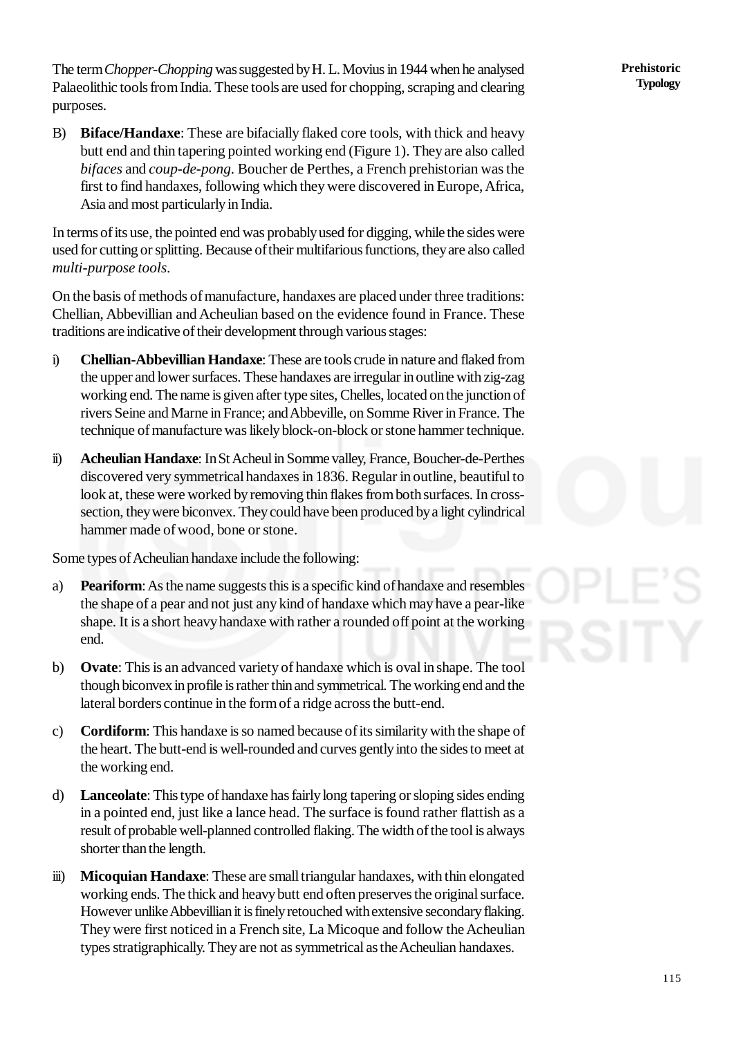The term *Chopper-Chopping* was suggested by H. L. Movius in 1944 when he analysed Palaeolithic tools from India. These tools are used for chopping, scraping and clearing purposes.

B) **Biface/Handaxe**: These are bifacially flaked core tools, with thick and heavy butt end and thin tapering pointed working end (Figure 1). They are also called *bifaces* and *coup-de-pong*. Boucher de Perthes, a French prehistorian was the first to find handaxes, following which they were discovered in Europe, Africa, Asia and most particularly in India.

In terms of its use, the pointed end was probably used for digging, while the sides were used for cutting or splitting. Because of their multifarious functions, they are also called *multi-purpose tools*.

On the basis of methods of manufacture, handaxes are placed under three traditions: Chellian, Abbevillian and Acheulian based on the evidence found in France. These traditions are indicative of their development through various stages:

i) **Chellian-Abbevillian Handaxe**: These are tools crude in nature and flaked from the upper and lower surfaces. These handaxes are irregular in outline with zig-zag working end. The name is given after type sites, Chelles, located on the junction of rivers Seine and Marne in France; and Abbeville, on Somme River in France. The technique of manufacture was likely block-on-block or stone hammer technique.

ii) **Acheulian Handaxe**: In St Acheul in Somme valley, France, Boucher-de-Perthes discovered very symmetrical handaxes in 1836. Regular in outline, beautiful to look at, these were worked by removing thin flakes from both surfaces. In cross-section, they were biconvex. They could have been produced by a light cylindrical hammer made of wood, bone or stone.

Some types of Acheulian handaxe include the following:

a) **Peariform**: As the name suggests this is a specific kind of handaxe and resembles the shape of a pear and not just any kind of handaxe which may have a pear-like shape. It is a short heavy handaxe with rather a rounded off point at the working end.

b) **Ovate**: This is an advanced variety of handaxe which is oval in shape. The tool though biconvex in profile is rather thin and symmetrical. The working end and the lateral borders continue in the form of a ridge across the butt-end.

c) **Cordiform**: This handaxe is so named because of its similarity with the shape of the heart. The butt-end is well-rounded and curves gently into the sides to meet at the working end.

d) **Lanceolate**: This type of handaxe has fairly long tapering or sloping sides ending in a pointed end, just like a lance head. The surface is found rather flattish as a result of probable well-planned controlled flaking. The width of the tool is always shorter than the length.

iii) **Micoquian Handaxe**: These are small triangular handaxes, with thin elongated working ends. The thick and heavy butt end often preserves the original surface. However unlike Abbevillian it is finely retouched with extensive secondary flaking. They were first noticed in a French site, La Micoque and follow the Acheulian types stratigraphically. They are not as symmetrical as the Acheulian handaxes.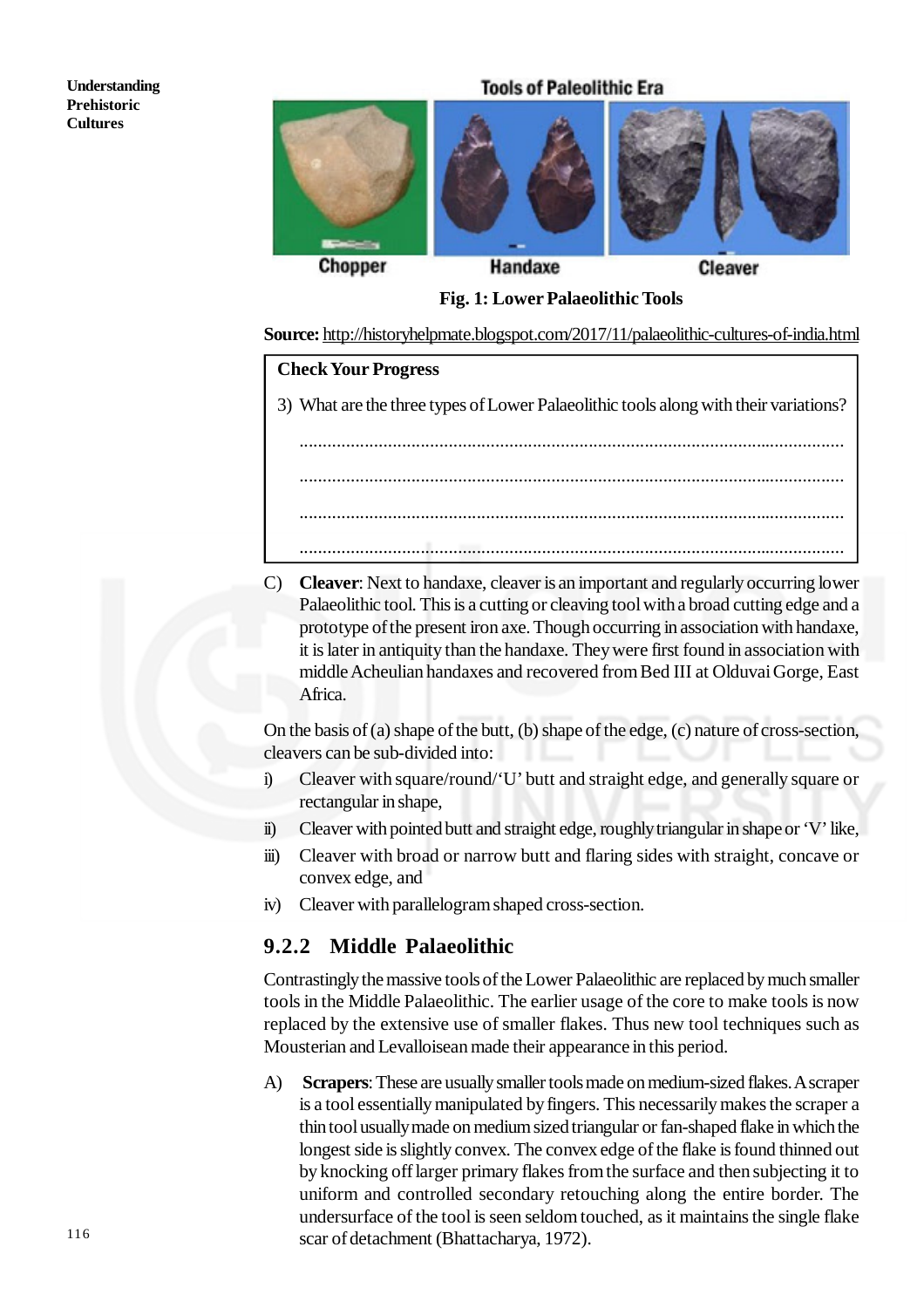Tools of Paleolithic Era

Chopper Handaxe Cleaver

**Fig. 1: Lower Palaeolithic Tools**

**Source:** http://historyhelpmate.blogspot.com/2017/11/palaeolithic-cultures-of-india.html

> **Check Your Progress**
>
> 3) What are the three types of Lower Palaeolithic tools along with their variations?
>
> ..........................................................................................................
>
> ..........................................................................................................
>
> ..........................................................................................................
>
> ..........................................................................................................

C) **Cleaver**: Next to handaxe, cleaver is an important and regularly occurring lower Palaeolithic tool. This is a cutting or cleaving tool with a broad cutting edge and a prototype of the present iron axe. Though occurring in association with handaxe, it is later in antiquity than the handaxe. They were first found in association with middle Acheulian handaxes and recovered from Bed III at Olduvai Gorge, East Africa.

On the basis of (a) shape of the butt, (b) shape of the edge, (c) nature of cross-section, cleavers can be sub-divided into:

i) Cleaver with square/round/'U' butt and straight edge, and generally square or rectangular in shape,

ii) Cleaver with pointed butt and straight edge, roughly triangular in shape or 'V' like,

iii) Cleaver with broad or narrow butt and flaring sides with straight, concave or convex edge, and

iv) Cleaver with parallelogram shaped cross-section.

### 9.2.2 Middle Palaeolithic

Contrastingly the massive tools of the Lower Palaeolithic are replaced by much smaller tools in the Middle Palaeolithic. The earlier usage of the core to make tools is now replaced by the extensive use of smaller flakes. Thus new tool techniques such as Mousterian and Levalloisean made their appearance in this period.

A) **Scrapers**: These are usually smaller tools made on medium-sized flakes. A scraper is a tool essentially manipulated by fingers. This necessarily makes the scraper a thin tool usually made on medium sized triangular or fan-shaped flake in which the longest side is slightly convex. The convex edge of the flake is found thinned out by knocking off larger primary flakes from the surface and then subjecting it to uniform and controlled secondary retouching along the entire border. The undersurface of the tool is seen seldom touched, as it maintains the single flake scar of detachment (Bhattacharya, 1972).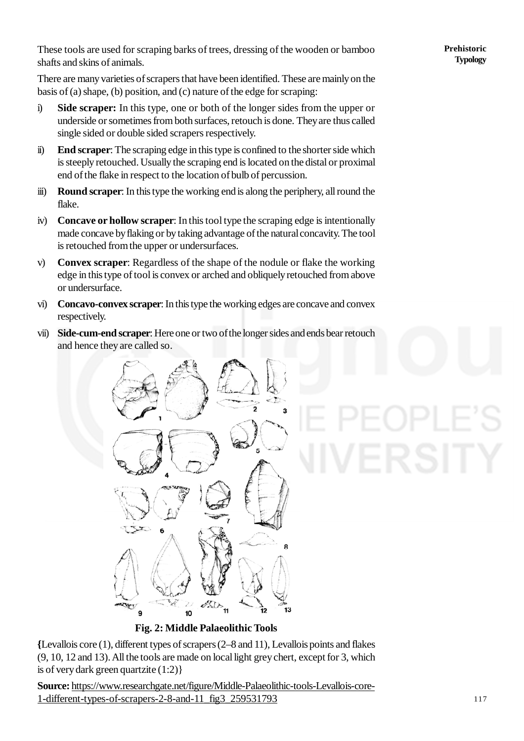These tools are used for scraping barks of trees, dressing of the wooden or bamboo shafts and skins of animals.

There are many varieties of scrapers that have been identified. These are mainly on the basis of (a) shape, (b) position, and (c) nature of the edge for scraping:

i) **Side scraper:** In this type, one or both of the longer sides from the upper or underside or sometimes from both surfaces, retouch is done. They are thus called single sided or double sided scrapers respectively.

ii) **End scraper**: The scraping edge in this type is confined to the shorter side which is steeply retouched. Usually the scraping end is located on the distal or proximal end of the flake in respect to the location of bulb of percussion.

iii) **Round scraper**: In this type the working end is along the periphery, all round the flake.

iv) **Concave or hollow scraper**: In this tool type the scraping edge is intentionally made concave by flaking or by taking advantage of the natural concavity. The tool is retouched from the upper or undersurfaces.

v) **Convex scraper**: Regardless of the shape of the nodule or flake the working edge in this type of tool is convex or arched and obliquely retouched from above or undersurface.

vi) **Concavo-convex scraper**: In this type the working edges are concave and convex respectively.

vii) **Side-cum-end scraper**: Here one or two of the longer sides and ends bear retouch and hence they are called so.

**Fig. 2: Middle Palaeolithic Tools**

**{**Levallois core (1), different types of scrapers (2–8 and 11), Levallois points and flakes (9, 10, 12 and 13). All the tools are made on local light grey chert, except for 3, which is of very dark green quartzite (1:2)}

**Source:** https://www.researchgate.net/figure/Middle-Palaeolithic-tools-Levallois-core-1-different-types-of-scrapers-2-8-and-11_fig3_259531793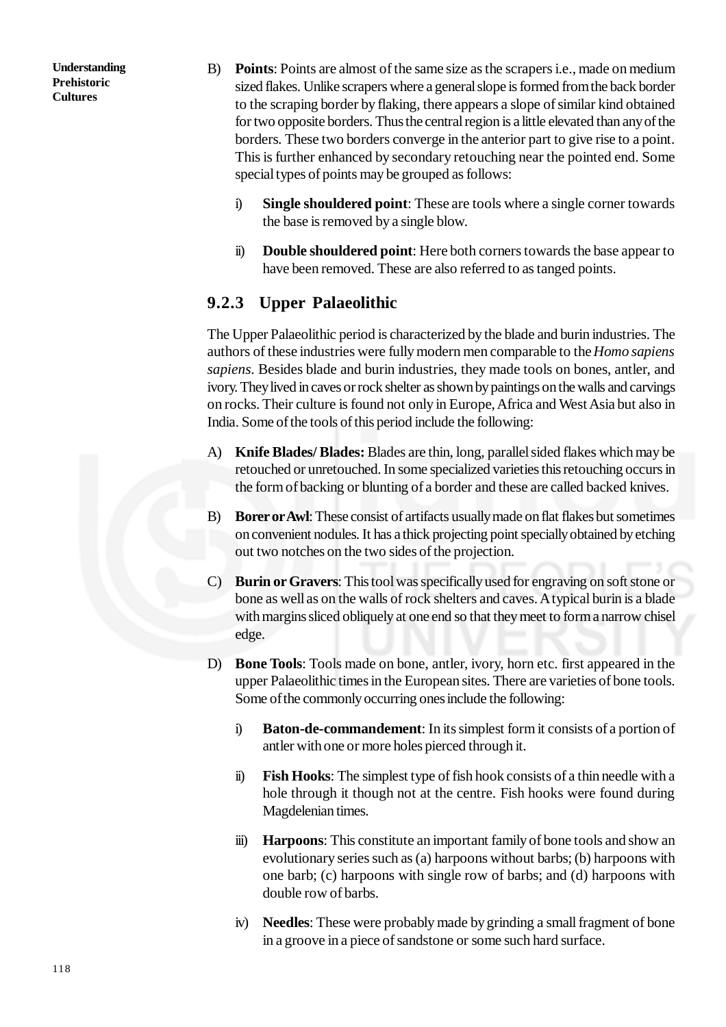B) **Points**: Points are almost of the same size as the scrapers i.e., made on medium sized flakes. Unlike scrapers where a general slope is formed from the back border to the scraping border by flaking, there appears a slope of similar kind obtained for two opposite borders. Thus the central region is a little elevated than any of the borders. These two borders converge in the anterior part to give rise to a point. This is further enhanced by secondary retouching near the pointed end. Some special types of points may be grouped as follows:

   i) **Single shouldered point**: These are tools where a single corner towards the base is removed by a single blow.

   ii) **Double shouldered point**: Here both corners towards the base appear to have been removed. These are also referred to as tanged points.

### 9.2.3 Upper Palaeolithic

The Upper Palaeolithic period is characterized by the blade and burin industries. The authors of these industries were fully modern men comparable to the *Homo sapiens sapiens*. Besides blade and burin industries, they made tools on bones, antler, and ivory. They lived in caves or rock shelter as shown by paintings on the walls and carvings on rocks. Their culture is found not only in Europe, Africa and West Asia but also in India. Some of the tools of this period include the following:

A) **Knife Blades/ Blades:** Blades are thin, long, parallel sided flakes which may be retouched or unretouched. In some specialized varieties this retouching occurs in the form of backing or blunting of a border and these are called backed knives.

B) **Borer or Awl**: These consist of artifacts usually made on flat flakes but sometimes on convenient nodules. It has a thick projecting point specially obtained by etching out two notches on the two sides of the projection.

C) **Burin or Gravers**: This tool was specifically used for engraving on soft stone or bone as well as on the walls of rock shelters and caves. A typical burin is a blade with margins sliced obliquely at one end so that they meet to form a narrow chisel edge.

D) **Bone Tools**: Tools made on bone, antler, ivory, horn etc. first appeared in the upper Palaeolithic times in the European sites. There are varieties of bone tools. Some of the commonly occurring ones include the following:

   i) **Baton-de-commandement**: In its simplest form it consists of a portion of antler with one or more holes pierced through it.

   ii) **Fish Hooks**: The simplest type of fish hook consists of a thin needle with a hole through it though not at the centre. Fish hooks were found during Magdelenian times.

   iii) **Harpoons**: This constitute an important family of bone tools and show an evolutionary series such as (a) harpoons without barbs; (b) harpoons with one barb; (c) harpoons with single row of barbs; and (d) harpoons with double row of barbs.

   iv) **Needles**: These were probably made by grinding a small fragment of bone in a groove in a piece of sandstone or some such hard surface.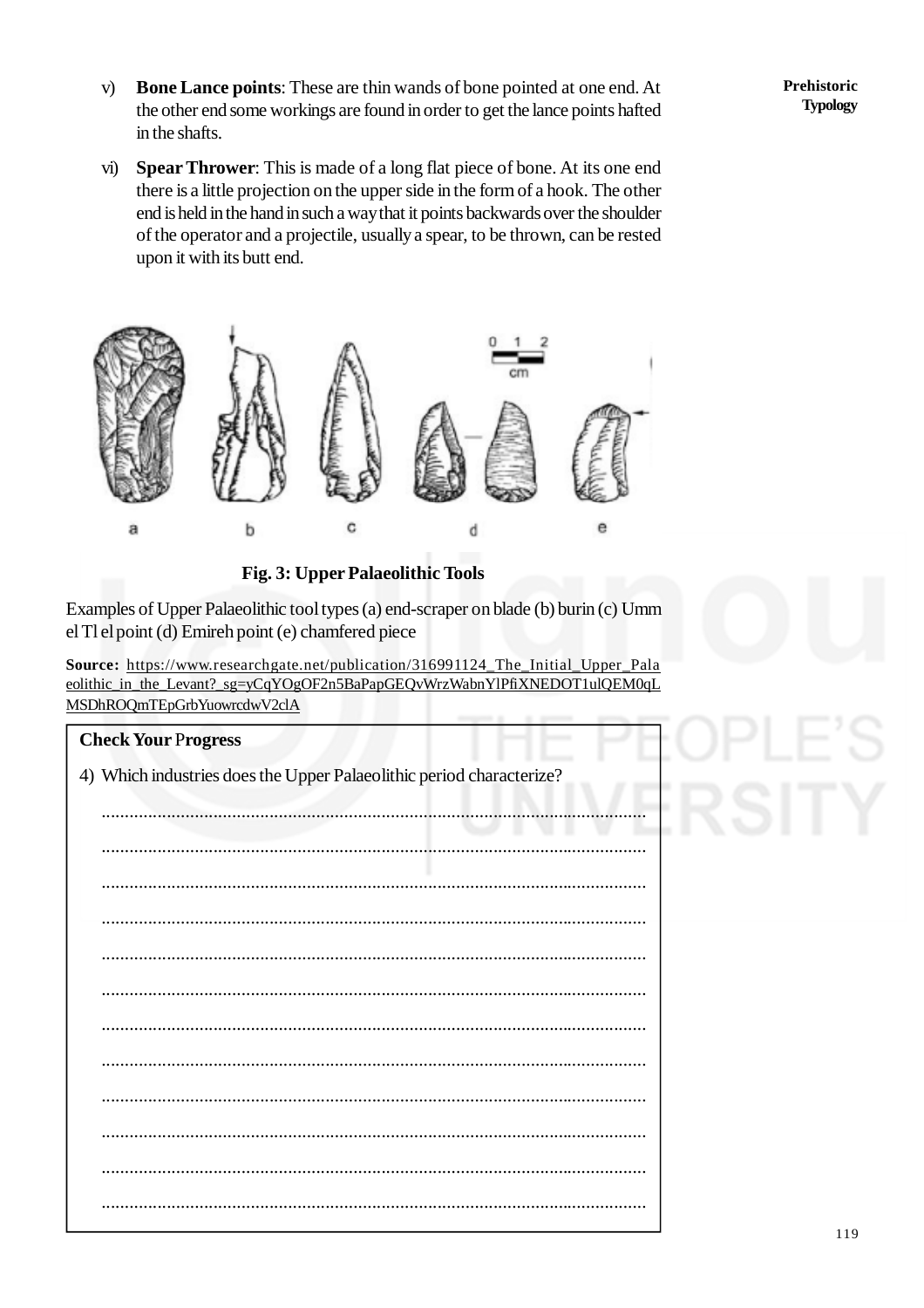v) **Bone Lance points**: These are thin wands of bone pointed at one end. At the other end some workings are found in order to get the lance points hafted in the shafts.

vi) **Spear Thrower**: This is made of a long flat piece of bone. At its one end there is a little projection on the upper side in the form of a hook. The other end is held in the hand in such a way that it points backwards over the shoulder of the operator and a projectile, usually a spear, to be thrown, can be rested upon it with its butt end.

**Fig. 3: Upper Palaeolithic Tools**

Examples of Upper Palaeolithic tool types (a) end-scraper on blade (b) burin (c) Umm el Tl el point (d) Emireh point (e) chamfered piece

**Source:** https://www.researchgate.net/publication/316991124_The_Initial_Upper_Palaeolithic_in_the_Levant?_sg=yCqYOgOF2n5BaPapGEQvWrzWabnYlPfiXNEDOT1ulQEM0qLMSDhROQmTEpGrbYuowrcdwV2clA

**Check Your Progress**

4) Which industries does the Upper Palaeolithic period characterize?

.....................................................................................................................

.....................................................................................................................

.....................................................................................................................

.....................................................................................................................

.....................................................................................................................

.....................................................................................................................

.....................................................................................................................

.....................................................................................................................

.....................................................................................................................

.....................................................................................................................

.....................................................................................................................

.....................................................................................................................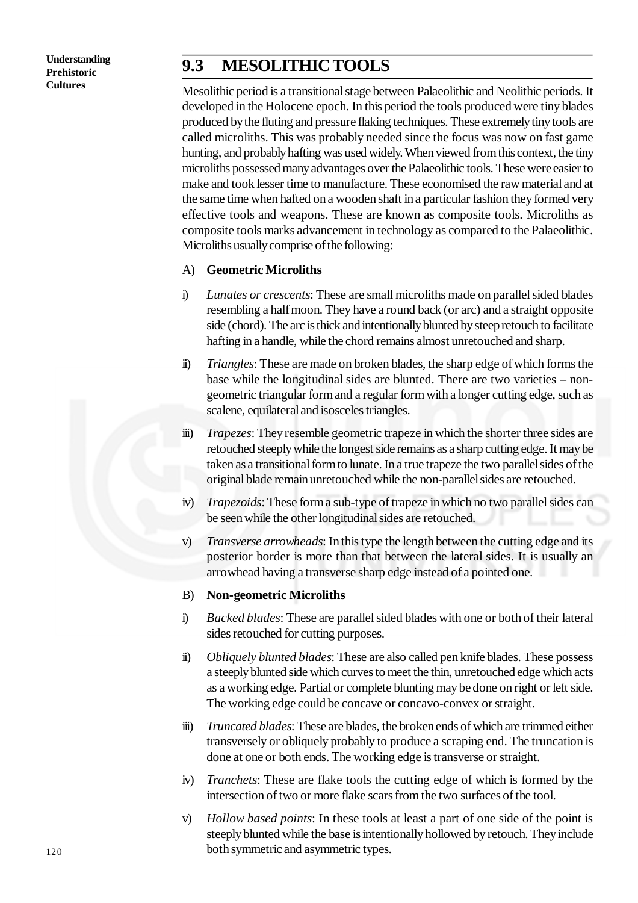## 9.3 MESOLITHIC TOOLS

Mesolithic period is a transitional stage between Palaeolithic and Neolithic periods. It developed in the Holocene epoch. In this period the tools produced were tiny blades produced by the fluting and pressure flaking techniques. These extremely tiny tools are called microliths. This was probably needed since the focus was now on fast game hunting, and probably hafting was used widely. When viewed from this context, the tiny microliths possessed many advantages over the Palaeolithic tools. These were easier to make and took lesser time to manufacture. These economised the raw material and at the same time when hafted on a wooden shaft in a particular fashion they formed very effective tools and weapons. These are known as composite tools. Microliths as composite tools marks advancement in technology as compared to the Palaeolithic. Microliths usually comprise of the following:

A) **Geometric Microliths**

i) *Lunates or crescents*: These are small microliths made on parallel sided blades resembling a half moon. They have a round back (or arc) and a straight opposite side (chord). The arc is thick and intentionally blunted by steep retouch to facilitate hafting in a handle, while the chord remains almost unretouched and sharp.

ii) *Triangles*: These are made on broken blades, the sharp edge of which forms the base while the longitudinal sides are blunted. There are two varieties – non-geometric triangular form and a regular form with a longer cutting edge, such as scalene, equilateral and isosceles triangles.

iii) *Trapezes*: They resemble geometric trapeze in which the shorter three sides are retouched steeply while the longest side remains as a sharp cutting edge. It may be taken as a transitional form to lunate. In a true trapeze the two parallel sides of the original blade remain unretouched while the non-parallel sides are retouched.

iv) *Trapezoids*: These form a sub-type of trapeze in which no two parallel sides can be seen while the other longitudinal sides are retouched.

v) *Transverse arrowheads*: In this type the length between the cutting edge and its posterior border is more than that between the lateral sides. It is usually an arrowhead having a transverse sharp edge instead of a pointed one.

B) **Non-geometric Microliths**

i) *Backed blades*: These are parallel sided blades with one or both of their lateral sides retouched for cutting purposes.

ii) *Obliquely blunted blades*: These are also called pen knife blades. These possess a steeply blunted side which curves to meet the thin, unretouched edge which acts as a working edge. Partial or complete blunting may be done on right or left side. The working edge could be concave or concavo-convex or straight.

iii) *Truncated blades*: These are blades, the broken ends of which are trimmed either transversely or obliquely probably to produce a scraping end. The truncation is done at one or both ends. The working edge is transverse or straight.

iv) *Tranchets*: These are flake tools the cutting edge of which is formed by the intersection of two or more flake scars from the two surfaces of the tool.

v) *Hollow based points*: In these tools at least a part of one side of the point is steeply blunted while the base is intentionally hollowed by retouch. They include both symmetric and asymmetric types.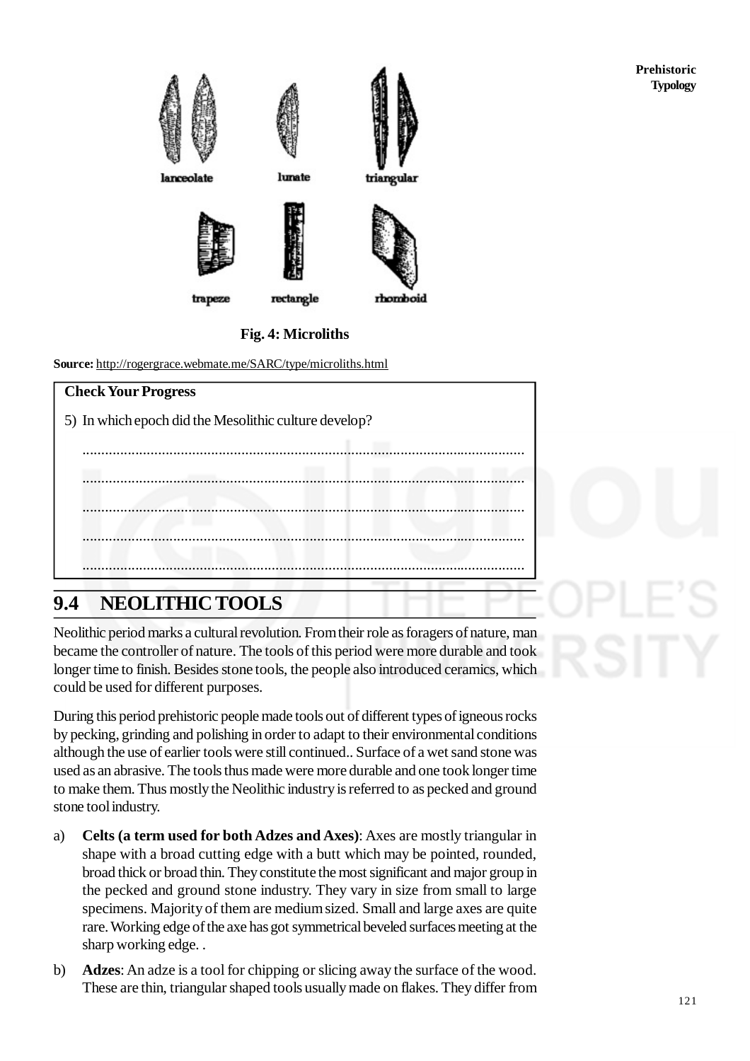lanceolate lunate triangular

trapeze rectangle rhomboid

**Fig. 4: Microliths**

**Source:** http://rogergrace.webmate.me/SARC/type/microliths.html

> **Check Your Progress**
>
> 5) In which epoch did the Mesolithic culture develop?
>
> ......................................................................................................................
>
> ......................................................................................................................
>
> ......................................................................................................................
>
> ......................................................................................................................
>
> ......................................................................................................................

## 9.4 NEOLITHIC TOOLS

Neolithic period marks a cultural revolution. From their role as foragers of nature, man became the controller of nature. The tools of this period were more durable and took longer time to finish. Besides stone tools, the people also introduced ceramics, which could be used for different purposes.

During this period prehistoric people made tools out of different types of igneous rocks by pecking, grinding and polishing in order to adapt to their environmental conditions although the use of earlier tools were still continued.. Surface of a wet sand stone was used as an abrasive. The tools thus made were more durable and one took longer time to make them. Thus mostly the Neolithic industry is referred to as pecked and ground stone tool industry.

a) **Celts (a term used for both Adzes and Axes)**: Axes are mostly triangular in shape with a broad cutting edge with a butt which may be pointed, rounded, broad thick or broad thin. They constitute the most significant and major group in the pecked and ground stone industry. They vary in size from small to large specimens. Majority of them are medium sized. Small and large axes are quite rare. Working edge of the axe has got symmetrical beveled surfaces meeting at the sharp working edge. .

b) **Adzes**: An adze is a tool for chipping or slicing away the surface of the wood. These are thin, triangular shaped tools usually made on flakes. They differ from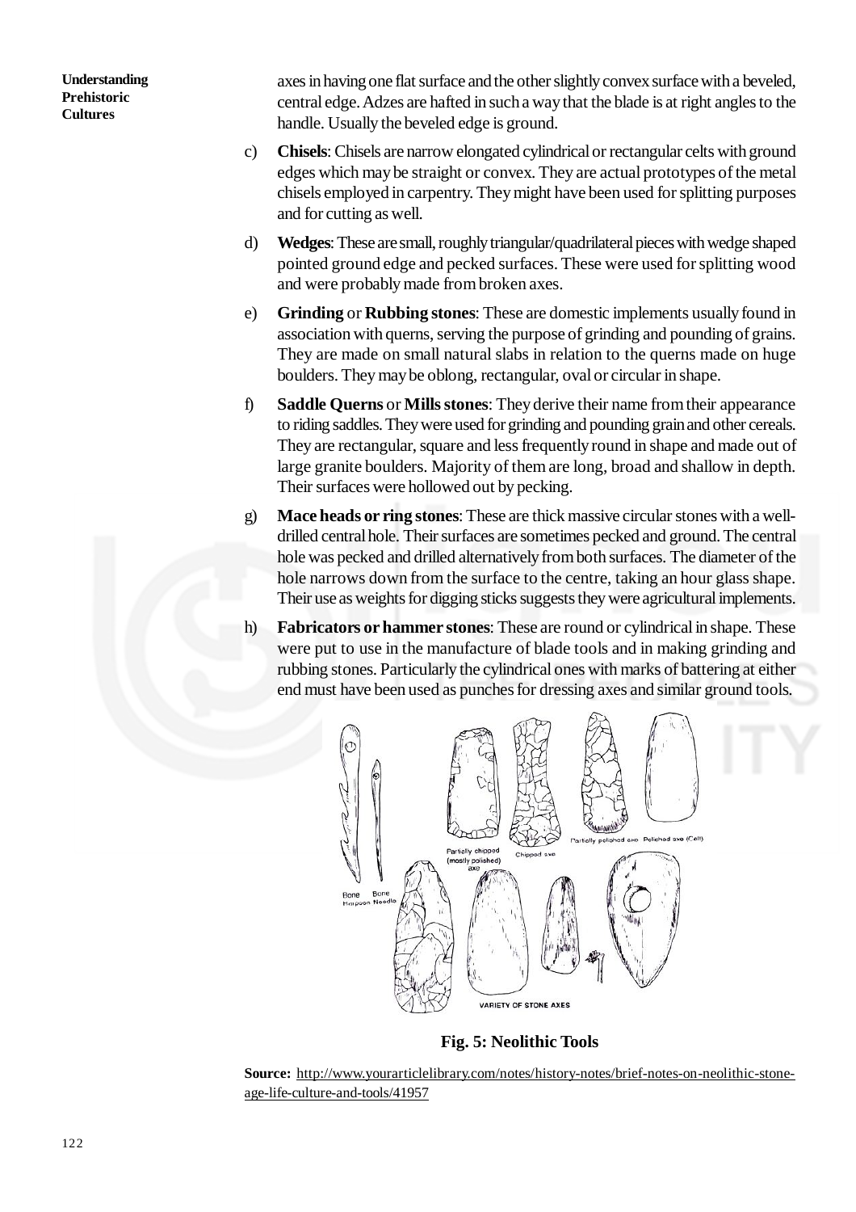axes in having one flat surface and the other slightly convex surface with a beveled, central edge. Adzes are hafted in such a way that the blade is at right angles to the handle. Usually the beveled edge is ground.

c) **Chisels**: Chisels are narrow elongated cylindrical or rectangular celts with ground edges which may be straight or convex. They are actual prototypes of the metal chisels employed in carpentry. They might have been used for splitting purposes and for cutting as well.

d) **Wedges**: These are small, roughly triangular/quadrilateral pieces with wedge shaped pointed ground edge and pecked surfaces. These were used for splitting wood and were probably made from broken axes.

e) **Grinding** or **Rubbing stones**: These are domestic implements usually found in association with querns, serving the purpose of grinding and pounding of grains. They are made on small natural slabs in relation to the querns made on huge boulders. They may be oblong, rectangular, oval or circular in shape.

f) **Saddle Querns** or **Mills stones**: They derive their name from their appearance to riding saddles. They were used for grinding and pounding grain and other cereals. They are rectangular, square and less frequently round in shape and made out of large granite boulders. Majority of them are long, broad and shallow in depth. Their surfaces were hollowed out by pecking.

g) **Mace heads or ring stones**: These are thick massive circular stones with a well-drilled central hole. Their surfaces are sometimes pecked and ground. The central hole was pecked and drilled alternatively from both surfaces. The diameter of the hole narrows down from the surface to the centre, taking an hour glass shape. Their use as weights for digging sticks suggests they were agricultural implements.

h) **Fabricators or hammer stones**: These are round or cylindrical in shape. These were put to use in the manufacture of blade tools and in making grinding and rubbing stones. Particularly the cylindrical ones with marks of battering at either end must have been used as punches for dressing axes and similar ground tools.

**Fig. 5: Neolithic Tools**

**Source:** http://www.yourarticlelibrary.com/notes/history-notes/brief-notes-on-neolithic-stone-age-life-culture-and-tools/41957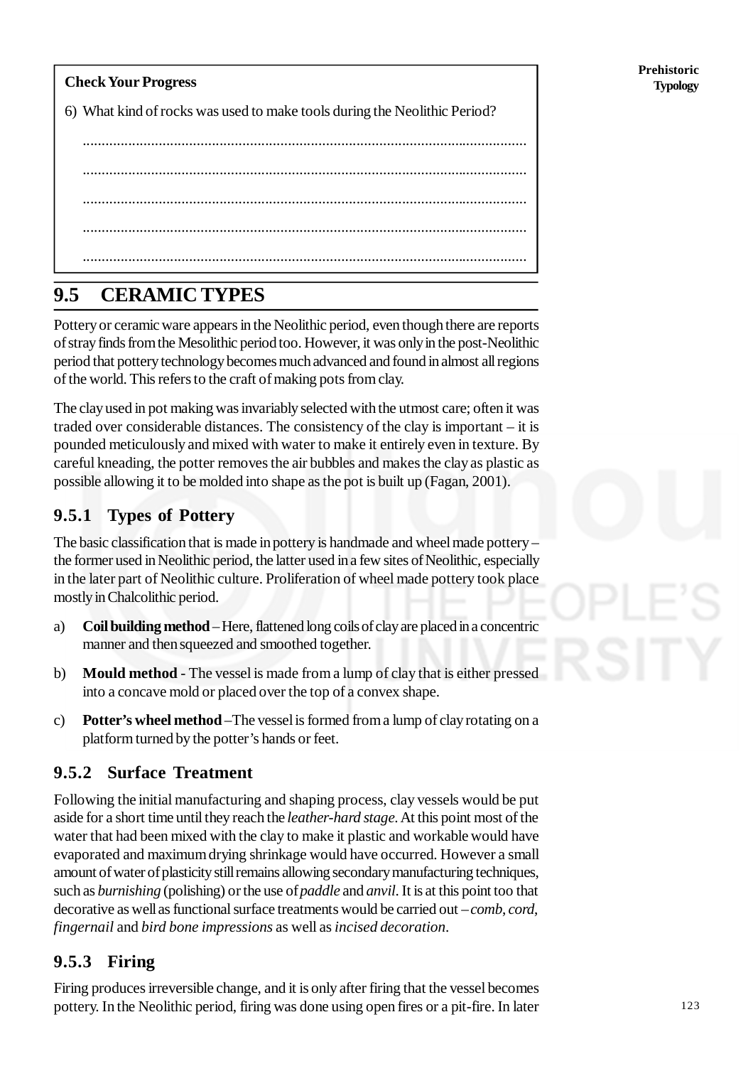**Check Your Progress**

6) What kind of rocks was used to make tools during the Neolithic Period?

.....................................................................................................................

.....................................................................................................................

.....................................................................................................................

.....................................................................................................................

.....................................................................................................................

## 9.5 CERAMIC TYPES

Pottery or ceramic ware appears in the Neolithic period, even though there are reports of stray finds from the Mesolithic period too. However, it was only in the post-Neolithic period that pottery technology becomes much advanced and found in almost all regions of the world. This refers to the craft of making pots from clay.

The clay used in pot making was invariably selected with the utmost care; often it was traded over considerable distances. The consistency of the clay is important – it is pounded meticulously and mixed with water to make it entirely even in texture. By careful kneading, the potter removes the air bubbles and makes the clay as plastic as possible allowing it to be molded into shape as the pot is built up (Fagan, 2001).

### 9.5.1 Types of Pottery

The basic classification that is made in pottery is handmade and wheel made pottery – the former used in Neolithic period, the latter used in a few sites of Neolithic, especially in the later part of Neolithic culture. Proliferation of wheel made pottery took place mostly in Chalcolithic period.

a) **Coil building method** – Here, flattened long coils of clay are placed in a concentric manner and then squeezed and smoothed together.

b) **Mould method** - The vessel is made from a lump of clay that is either pressed into a concave mold or placed over the top of a convex shape.

c) **Potter's wheel method** –The vessel is formed from a lump of clay rotating on a platform turned by the potter's hands or feet.

### 9.5.2 Surface Treatment

Following the initial manufacturing and shaping process, clay vessels would be put aside for a short time until they reach the *leather-hard stage*. At this point most of the water that had been mixed with the clay to make it plastic and workable would have evaporated and maximum drying shrinkage would have occurred. However a small amount of water of plasticity still remains allowing secondary manufacturing techniques, such as *burnishing* (polishing) or the use of *paddle* and *anvil*. It is at this point too that decorative as well as functional surface treatments would be carried out – *comb*, *cord*, *fingernail* and *bird bone impressions* as well as *incised decoration*.

### 9.5.3 Firing

Firing produces irreversible change, and it is only after firing that the vessel becomes pottery. In the Neolithic period, firing was done using open fires or a pit-fire. In later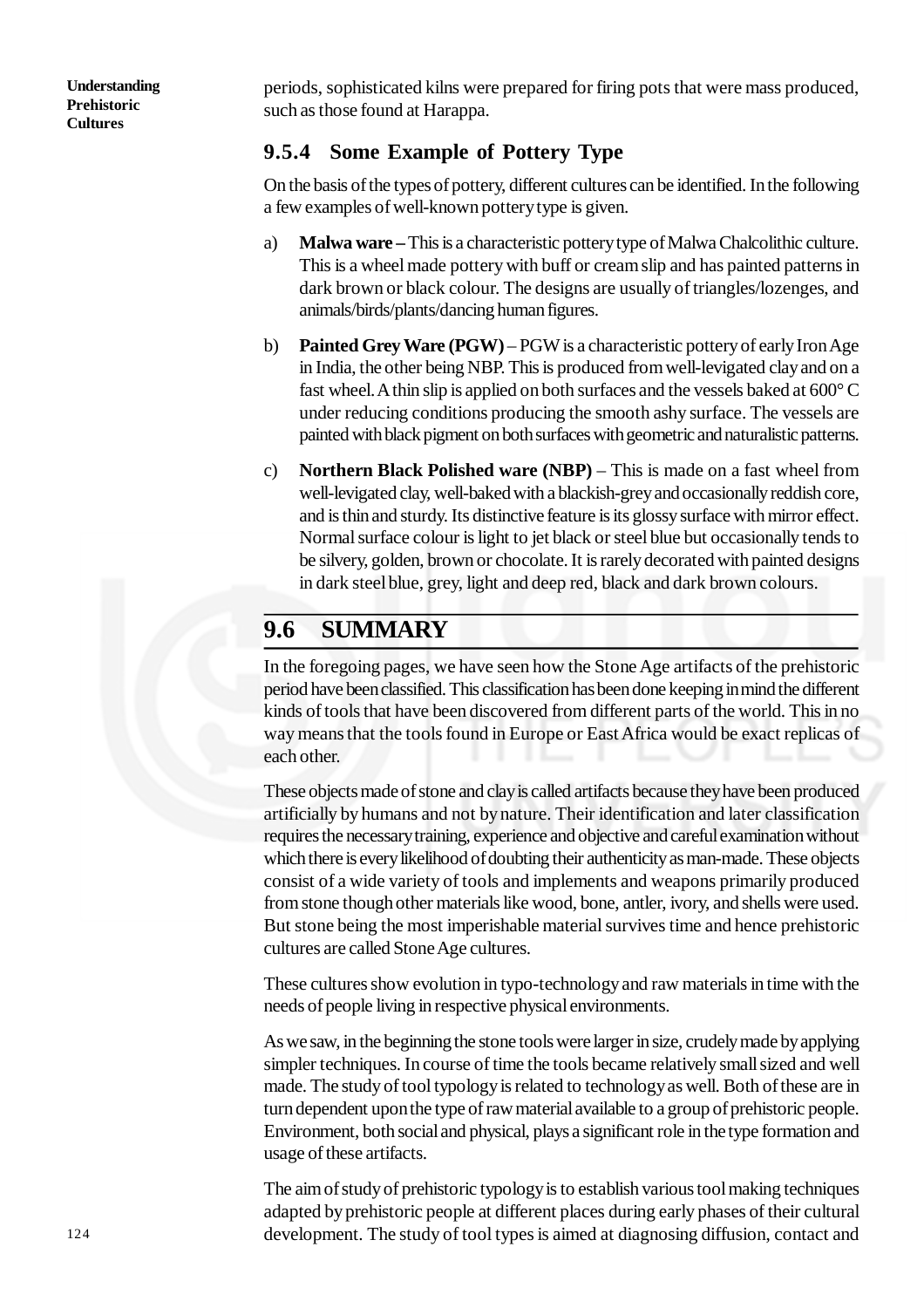periods, sophisticated kilns were prepared for firing pots that were mass produced, such as those found at Harappa.

### 9.5.4 Some Example of Pottery Type

On the basis of the types of pottery, different cultures can be identified. In the following a few examples of well-known pottery type is given.

a) **Malwa ware –** This is a characteristic pottery type of Malwa Chalcolithic culture. This is a wheel made pottery with buff or cream slip and has painted patterns in dark brown or black colour. The designs are usually of triangles/lozenges, and animals/birds/plants/dancing human figures.

b) **Painted Grey Ware (PGW)** – PGW is a characteristic pottery of early Iron Age in India, the other being NBP. This is produced from well-levigated clay and on a fast wheel. A thin slip is applied on both surfaces and the vessels baked at 600° C under reducing conditions producing the smooth ashy surface. The vessels are painted with black pigment on both surfaces with geometric and naturalistic patterns.

c) **Northern Black Polished ware (NBP)** – This is made on a fast wheel from well-levigated clay, well-baked with a blackish-grey and occasionally reddish core, and is thin and sturdy. Its distinctive feature is its glossy surface with mirror effect. Normal surface colour is light to jet black or steel blue but occasionally tends to be silvery, golden, brown or chocolate. It is rarely decorated with painted designs in dark steel blue, grey, light and deep red, black and dark brown colours.

## 9.6 SUMMARY

In the foregoing pages, we have seen how the Stone Age artifacts of the prehistoric period have been classified. This classification has been done keeping in mind the different kinds of tools that have been discovered from different parts of the world. This in no way means that the tools found in Europe or East Africa would be exact replicas of each other.

These objects made of stone and clay is called artifacts because they have been produced artificially by humans and not by nature. Their identification and later classification requires the necessary training, experience and objective and careful examination without which there is every likelihood of doubting their authenticity as man-made. These objects consist of a wide variety of tools and implements and weapons primarily produced from stone though other materials like wood, bone, antler, ivory, and shells were used. But stone being the most imperishable material survives time and hence prehistoric cultures are called Stone Age cultures.

These cultures show evolution in typo-technology and raw materials in time with the needs of people living in respective physical environments.

As we saw, in the beginning the stone tools were larger in size, crudely made by applying simpler techniques. In course of time the tools became relatively small sized and well made. The study of tool typology is related to technology as well. Both of these are in turn dependent upon the type of raw material available to a group of prehistoric people. Environment, both social and physical, plays a significant role in the type formation and usage of these artifacts.

The aim of study of prehistoric typology is to establish various tool making techniques adapted by prehistoric people at different places during early phases of their cultural development. The study of tool types is aimed at diagnosing diffusion, contact and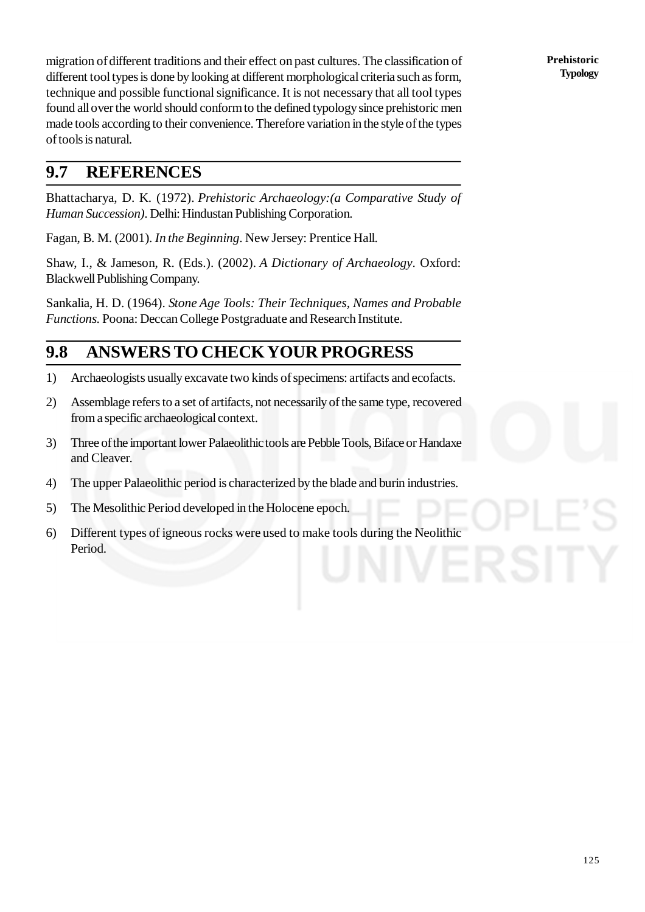migration of different traditions and their effect on past cultures. The classification of different tool types is done by looking at different morphological criteria such as form, technique and possible functional significance. It is not necessary that all tool types found all over the world should conform to the defined typology since prehistoric men made tools according to their convenience. Therefore variation in the style of the types of tools is natural.

## 9.7 REFERENCES

Bhattacharya, D. K. (1972). *Prehistoric Archaeology:(a Comparative Study of Human Succession)*. Delhi: Hindustan Publishing Corporation.

Fagan, B. M. (2001). *In the Beginning*. New Jersey: Prentice Hall.

Shaw, I., & Jameson, R. (Eds.). (2002). *A Dictionary of Archaeology*. Oxford: Blackwell Publishing Company.

Sankalia, H. D. (1964). *Stone Age Tools: Their Techniques, Names and Probable Functions.* Poona: Deccan College Postgraduate and Research Institute.

## 9.8 ANSWERS TO CHECK YOUR PROGRESS

1) Archaeologists usually excavate two kinds of specimens: artifacts and ecofacts.
2) Assemblage refers to a set of artifacts, not necessarily of the same type, recovered from a specific archaeological context.
3) Three of the important lower Palaeolithic tools are Pebble Tools, Biface or Handaxe and Cleaver.
4) The upper Palaeolithic period is characterized by the blade and burin industries.
5) The Mesolithic Period developed in the Holocene epoch.
6) Different types of igneous rocks were used to make tools during the Neolithic Period.